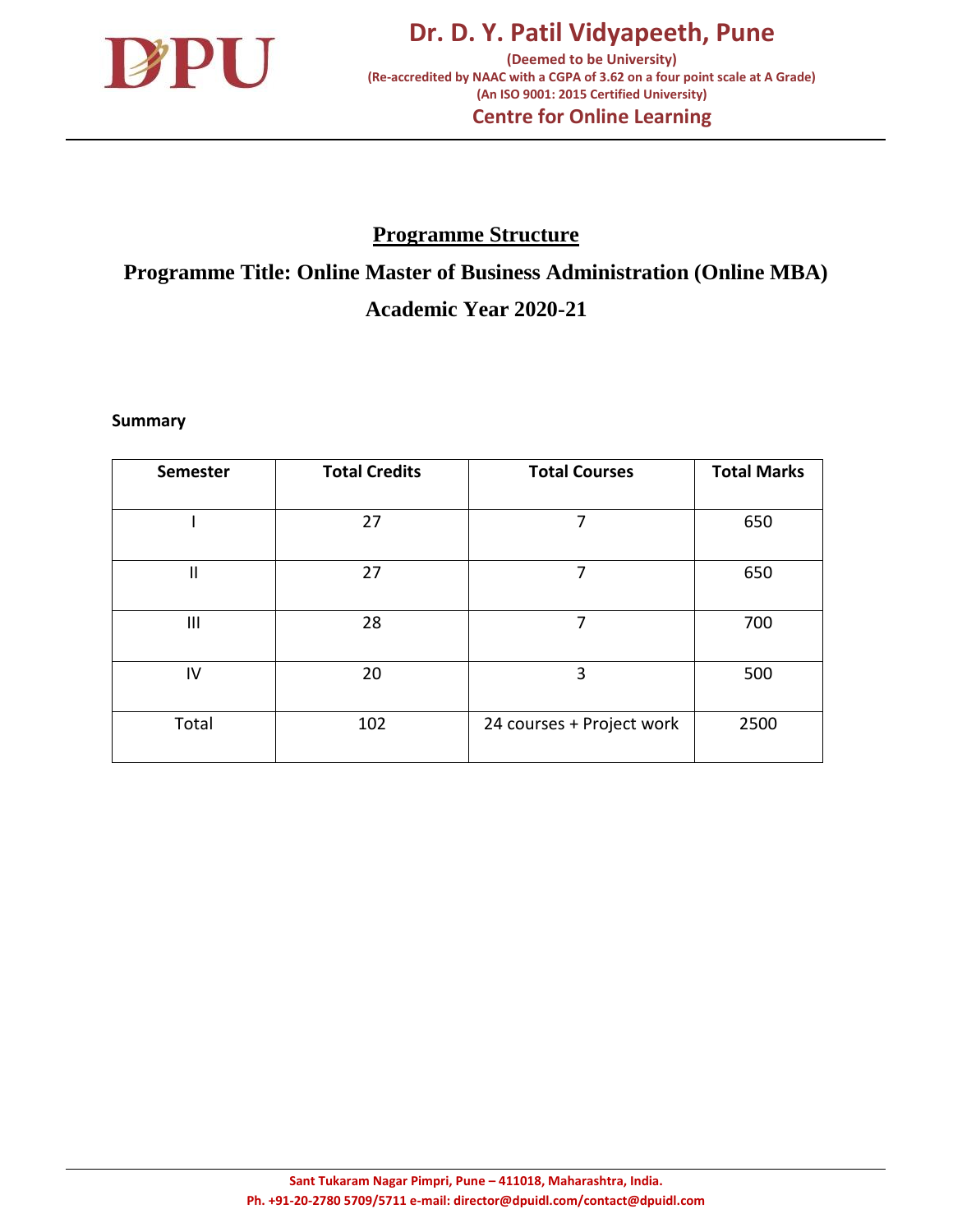# Dr. D. Y. Patil Vidyapeeth, Pune

**(Deemed to be University)**
**(Re-accredited by NAAC with a CGPA of 3.62 on a four point scale at A Grade)**
**(An ISO 9001: 2015 Certified University)**

**Centre for Online Learning**

## Programme Structure

## Programme Title: Online Master of Business Administration (Online MBA)

## Academic Year 2020-21

**Summary**

| Semester | Total Credits | Total Courses | Total Marks |
|---|---|---|---|
| I | 27 | 7 | 650 |
| II | 27 | 7 | 650 |
| III | 28 | 7 | 700 |
| IV | 20 | 3 | 500 |
| Total | 102 | 24 courses + Project work | 2500 |

**Sant Tukaram Nagar Pimpri, Pune – 411018, Maharashtra, India.**
**Ph. +91-20-2780 5709/5711 e-mail: director@dpuidl.com/contact@dpuidl.com**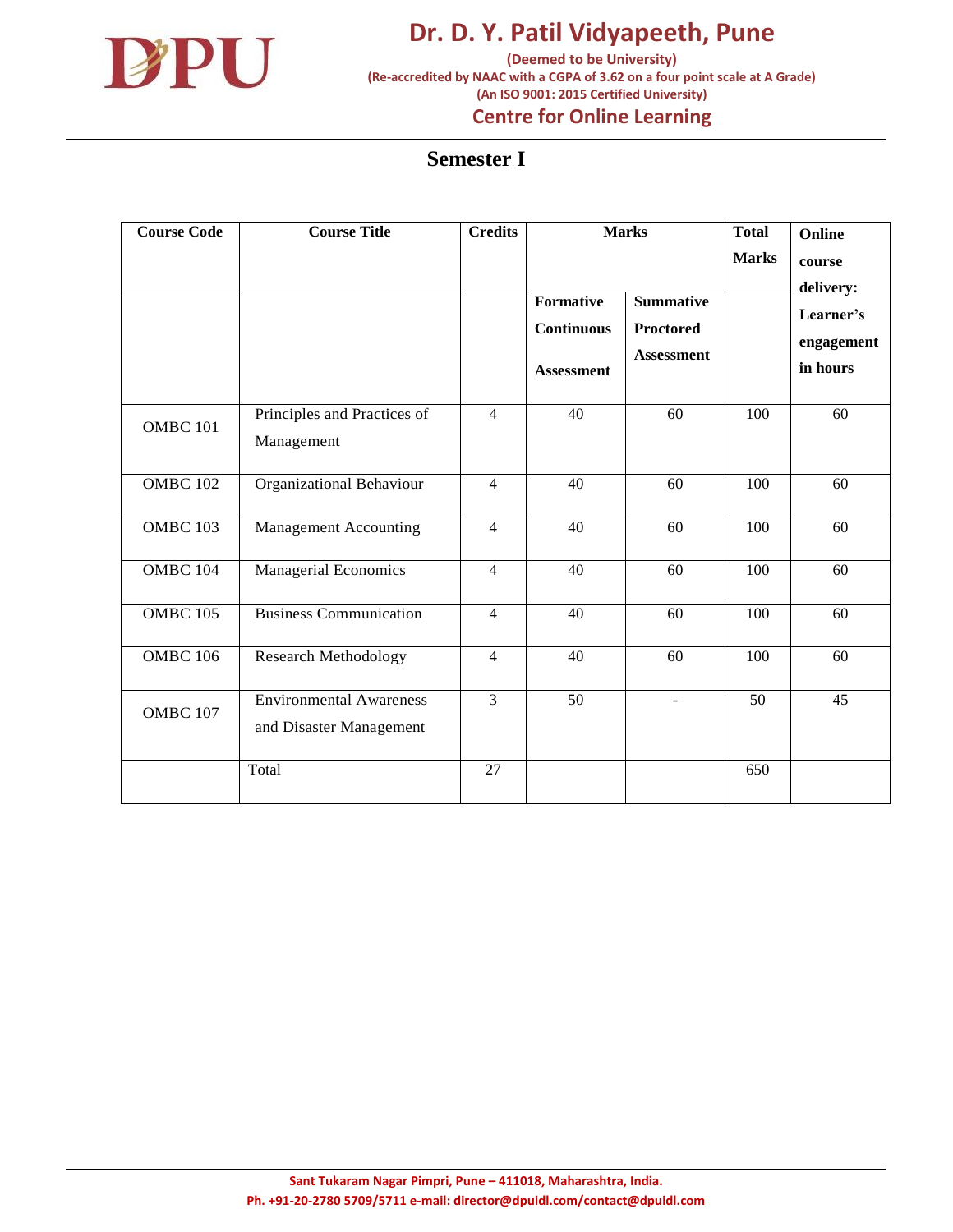# Semester I

| Course Code | Course Title | Credits | Marks | | Total Marks | Online course delivery: Learner's engagement in hours |
|---|---|---|---|---|---|---|
| | | | Formative Continuous Assessment | Summative Proctored Assessment | | |
| OMBC 101 | Principles and Practices of Management | 4 | 40 | 60 | 100 | 60 |
| OMBC 102 | Organizational Behaviour | 4 | 40 | 60 | 100 | 60 |
| OMBC 103 | Management Accounting | 4 | 40 | 60 | 100 | 60 |
| OMBC 104 | Managerial Economics | 4 | 40 | 60 | 100 | 60 |
| OMBC 105 | Business Communication | 4 | 40 | 60 | 100 | 60 |
| OMBC 106 | Research Methodology | 4 | 40 | 60 | 100 | 60 |
| OMBC 107 | Environmental Awareness and Disaster Management | 3 | 50 | - | 50 | 45 |
| | Total | 27 | | | 650 | |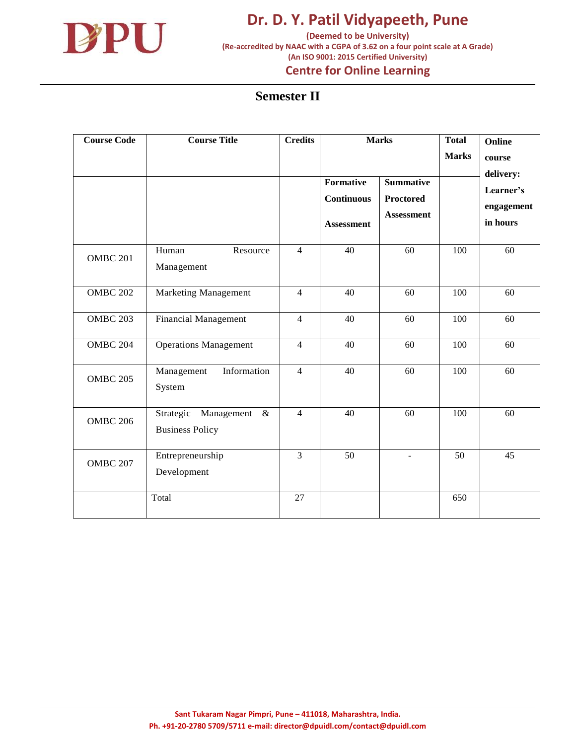## Semester II

| Course Code | Course Title | Credits | Marks | | Total Marks | Online course delivery: Learner's engagement in hours |
|---|---|---|---|---|---|---|
| | | | Formative Continuous Assessment | Summative Proctored Assessment | | |
| OMBC 201 | Human Resource Management | 4 | 40 | 60 | 100 | 60 |
| OMBC 202 | Marketing Management | 4 | 40 | 60 | 100 | 60 |
| OMBC 203 | Financial Management | 4 | 40 | 60 | 100 | 60 |
| OMBC 204 | Operations Management | 4 | 40 | 60 | 100 | 60 |
| OMBC 205 | Management Information System | 4 | 40 | 60 | 100 | 60 |
| OMBC 206 | Strategic Management & Business Policy | 4 | 40 | 60 | 100 | 60 |
| OMBC 207 | Entrepreneurship Development | 3 | 50 | - | 50 | 45 |
| | Total | 27 | | | 650 | |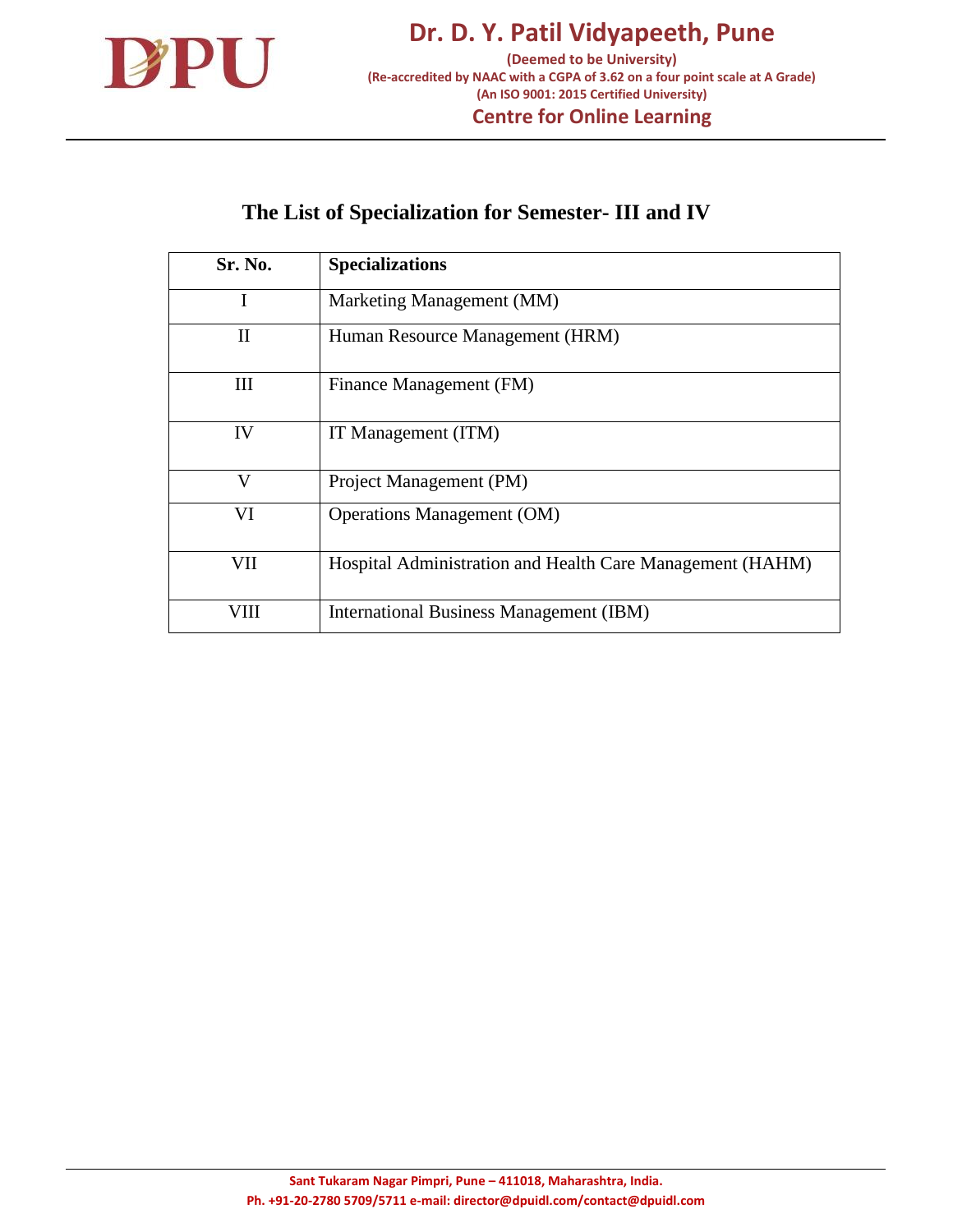## The List of Specialization for Semester- III and IV

| Sr. No. | Specializations |
|---|---|
| I | Marketing Management (MM) |
| II | Human Resource Management (HRM) |
| III | Finance Management (FM) |
| IV | IT Management (ITM) |
| V | Project Management (PM) |
| VI | Operations Management (OM) |
| VII | Hospital Administration and Health Care Management (HAHM) |
| VIII | International Business Management (IBM) |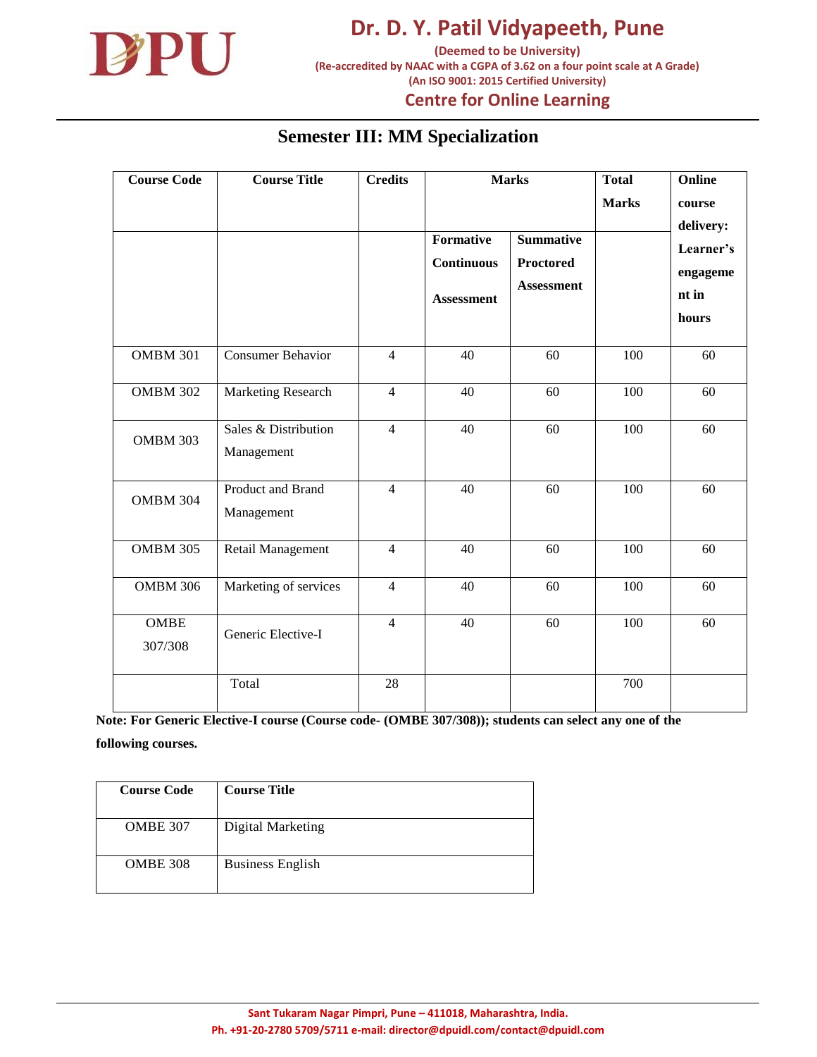## Semester III: MM Specialization

| Course Code | Course Title | Credits | Marks | | Total Marks | Online course delivery: Learner's engagement in hours |
|---|---|---|---|---|---|---|
| | | | Formative Continuous Assessment | Summative Proctored Assessment | | |
| OMBM 301 | Consumer Behavior | 4 | 40 | 60 | 100 | 60 |
| OMBM 302 | Marketing Research | 4 | 40 | 60 | 100 | 60 |
| OMBM 303 | Sales & Distribution Management | 4 | 40 | 60 | 100 | 60 |
| OMBM 304 | Product and Brand Management | 4 | 40 | 60 | 100 | 60 |
| OMBM 305 | Retail Management | 4 | 40 | 60 | 100 | 60 |
| OMBM 306 | Marketing of services | 4 | 40 | 60 | 100 | 60 |
| OMBE 307/308 | Generic Elective-I | 4 | 40 | 60 | 100 | 60 |
| | Total | 28 | | | 700 | |

**Note: For Generic Elective-I course (Course code- (OMBE 307/308)); students can select any one of the following courses.**

| Course Code | Course Title |
|---|---|
| OMBE 307 | Digital Marketing |
| OMBE 308 | Business English |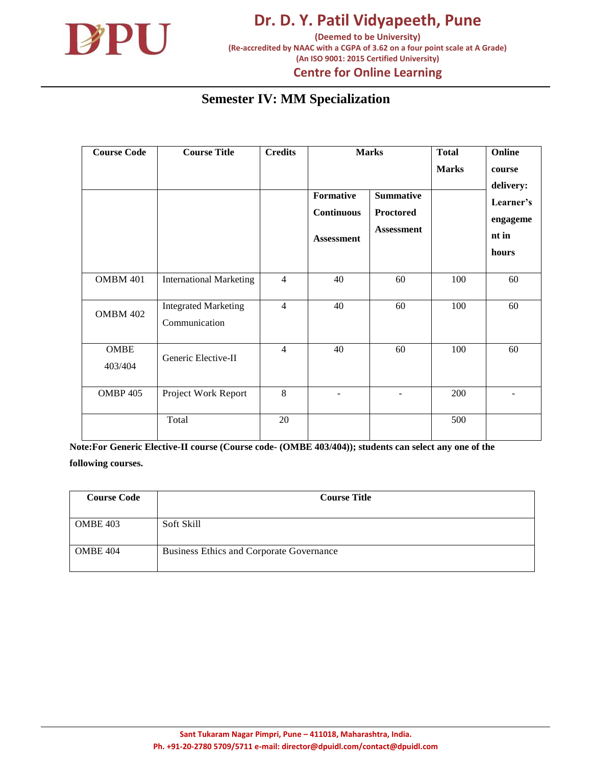# Semester IV: MM Specialization

| Course Code | Course Title | Credits | Marks | | Total Marks | Online course delivery: Learner's engagement in hours |
|---|---|---|---|---|---|---|
| | | | Formative Continuous Assessment | Summative Proctored Assessment | | |
| OMBM 401 | International Marketing | 4 | 40 | 60 | 100 | 60 |
| OMBM 402 | Integrated Marketing Communication | 4 | 40 | 60 | 100 | 60 |
| OMBE 403/404 | Generic Elective-II | 4 | 40 | 60 | 100 | 60 |
| OMBP 405 | Project Work Report | 8 | - | - | 200 | - |
| | Total | 20 | | | 500 | |

**Note:For Generic Elective-II course (Course code- (OMBE 403/404)); students can select any one of the following courses.**

| Course Code | Course Title |
|---|---|
| OMBE 403 | Soft Skill |
| OMBE 404 | Business Ethics and Corporate Governance |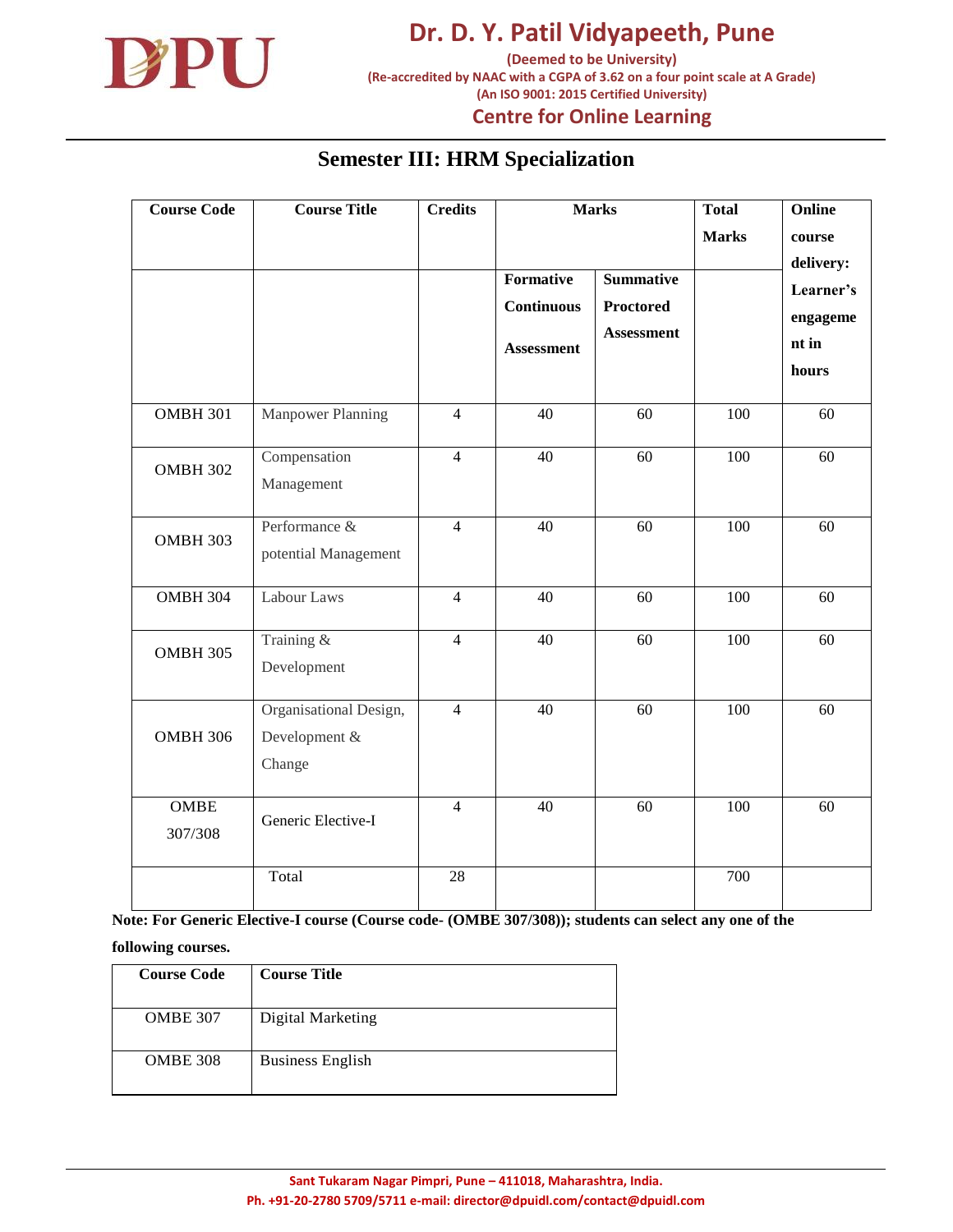# Semester III: HRM Specialization

| Course Code | Course Title | Credits | Marks | | Total Marks | Online course delivery: Learner's engagement in hours |
|---|---|---|---|---|---|---|
| | | | Formative Continuous Assessment | Summative Proctored Assessment | | |
| OMBH 301 | Manpower Planning | 4 | 40 | 60 | 100 | 60 |
| OMBH 302 | Compensation Management | 4 | 40 | 60 | 100 | 60 |
| OMBH 303 | Performance & potential Management | 4 | 40 | 60 | 100 | 60 |
| OMBH 304 | Labour Laws | 4 | 40 | 60 | 100 | 60 |
| OMBH 305 | Training & Development | 4 | 40 | 60 | 100 | 60 |
| OMBH 306 | Organisational Design, Development & Change | 4 | 40 | 60 | 100 | 60 |
| OMBE 307/308 | Generic Elective-I | 4 | 40 | 60 | 100 | 60 |
| | Total | 28 | | | 700 | |

**Note: For Generic Elective-I course (Course code- (OMBE 307/308)); students can select any one of the following courses.**

| Course Code | Course Title |
|---|---|
| OMBE 307 | Digital Marketing |
| OMBE 308 | Business English |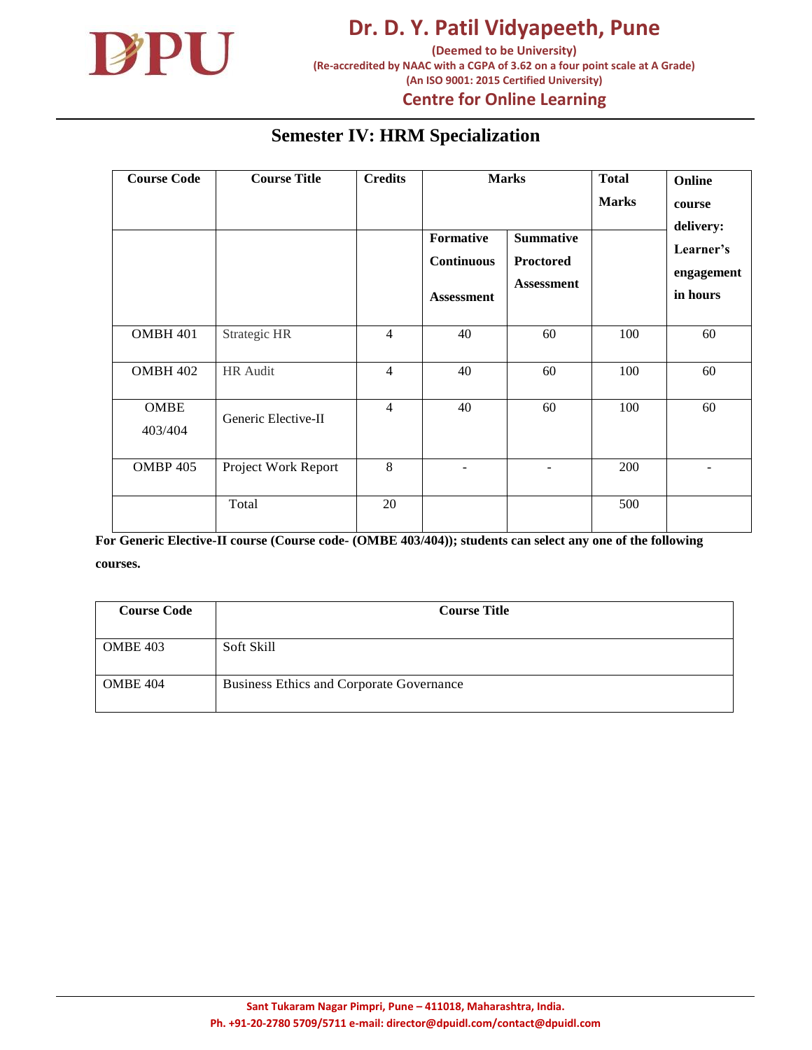## Semester IV: HRM Specialization

| Course Code | Course Title | Credits | Marks | | Total Marks | Online course delivery: Learner's engagement in hours |
|---|---|---|---|---|---|---|
| | | | Formative Continuous Assessment | Summative Proctored Assessment | | |
| OMBH 401 | Strategic HR | 4 | 40 | 60 | 100 | 60 |
| OMBH 402 | HR Audit | 4 | 40 | 60 | 100 | 60 |
| OMBE 403/404 | Generic Elective-II | 4 | 40 | 60 | 100 | 60 |
| OMBP 405 | Project Work Report | 8 | - | - | 200 | - |
| | Total | 20 | | | 500 | |

**For Generic Elective-II course (Course code- (OMBE 403/404)); students can select any one of the following courses.**

| Course Code | Course Title |
|---|---|
| OMBE 403 | Soft Skill |
| OMBE 404 | Business Ethics and Corporate Governance |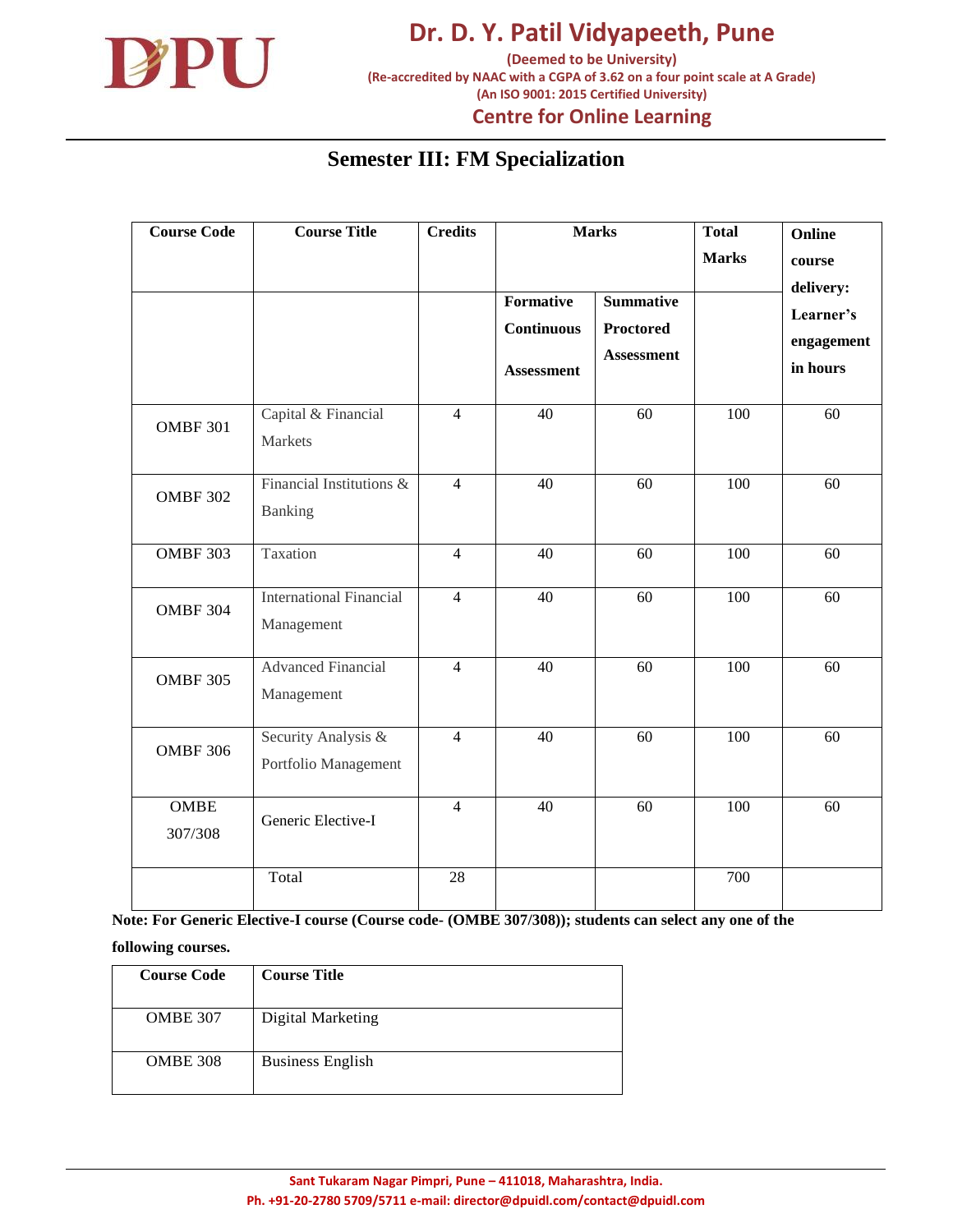# Semester III: FM Specialization

| Course Code | Course Title | Credits | Marks | | Total Marks | Online course delivery: Learner's engagement in hours |
|---|---|---|---|---|---|---|
| | | | Formative Continuous Assessment | Summative Proctored Assessment | | |
| OMBF 301 | Capital & Financial Markets | 4 | 40 | 60 | 100 | 60 |
| OMBF 302 | Financial Institutions & Banking | 4 | 40 | 60 | 100 | 60 |
| OMBF 303 | Taxation | 4 | 40 | 60 | 100 | 60 |
| OMBF 304 | International Financial Management | 4 | 40 | 60 | 100 | 60 |
| OMBF 305 | Advanced Financial Management | 4 | 40 | 60 | 100 | 60 |
| OMBF 306 | Security Analysis & Portfolio Management | 4 | 40 | 60 | 100 | 60 |
| OMBE 307/308 | Generic Elective-I | 4 | 40 | 60 | 100 | 60 |
| | Total | 28 | | | 700 | |

**Note: For Generic Elective-I course (Course code- (OMBE 307/308)); students can select any one of the following courses.**

| Course Code | Course Title |
|---|---|
| OMBE 307 | Digital Marketing |
| OMBE 308 | Business English |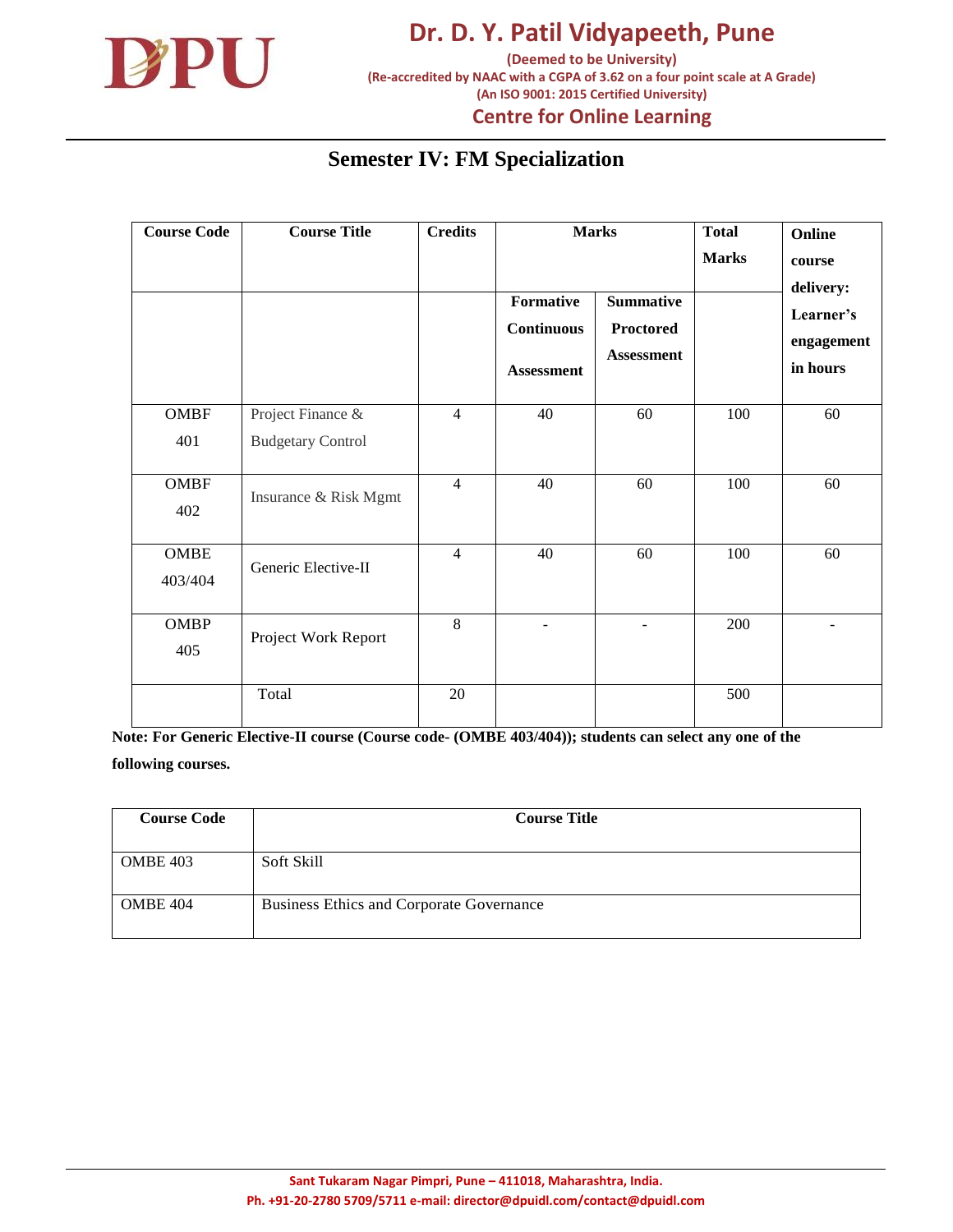## Semester IV: FM Specialization

| Course Code | Course Title | Credits | Marks | | Total Marks | Online course delivery: Learner's engagement in hours |
|---|---|---|---|---|---|---|
| | | | Formative Continuous Assessment | Summative Proctored Assessment | | |
| OMBF 401 | Project Finance & Budgetary Control | 4 | 40 | 60 | 100 | 60 |
| OMBF 402 | Insurance & Risk Mgmt | 4 | 40 | 60 | 100 | 60 |
| OMBE 403/404 | Generic Elective-II | 4 | 40 | 60 | 100 | 60 |
| OMBP 405 | Project Work Report | 8 | - | - | 200 | - |
| | Total | 20 | | | 500 | |

**Note: For Generic Elective-II course (Course code- (OMBE 403/404)); students can select any one of the following courses.**

| Course Code | Course Title |
|---|---|
| OMBE 403 | Soft Skill |
| OMBE 404 | Business Ethics and Corporate Governance |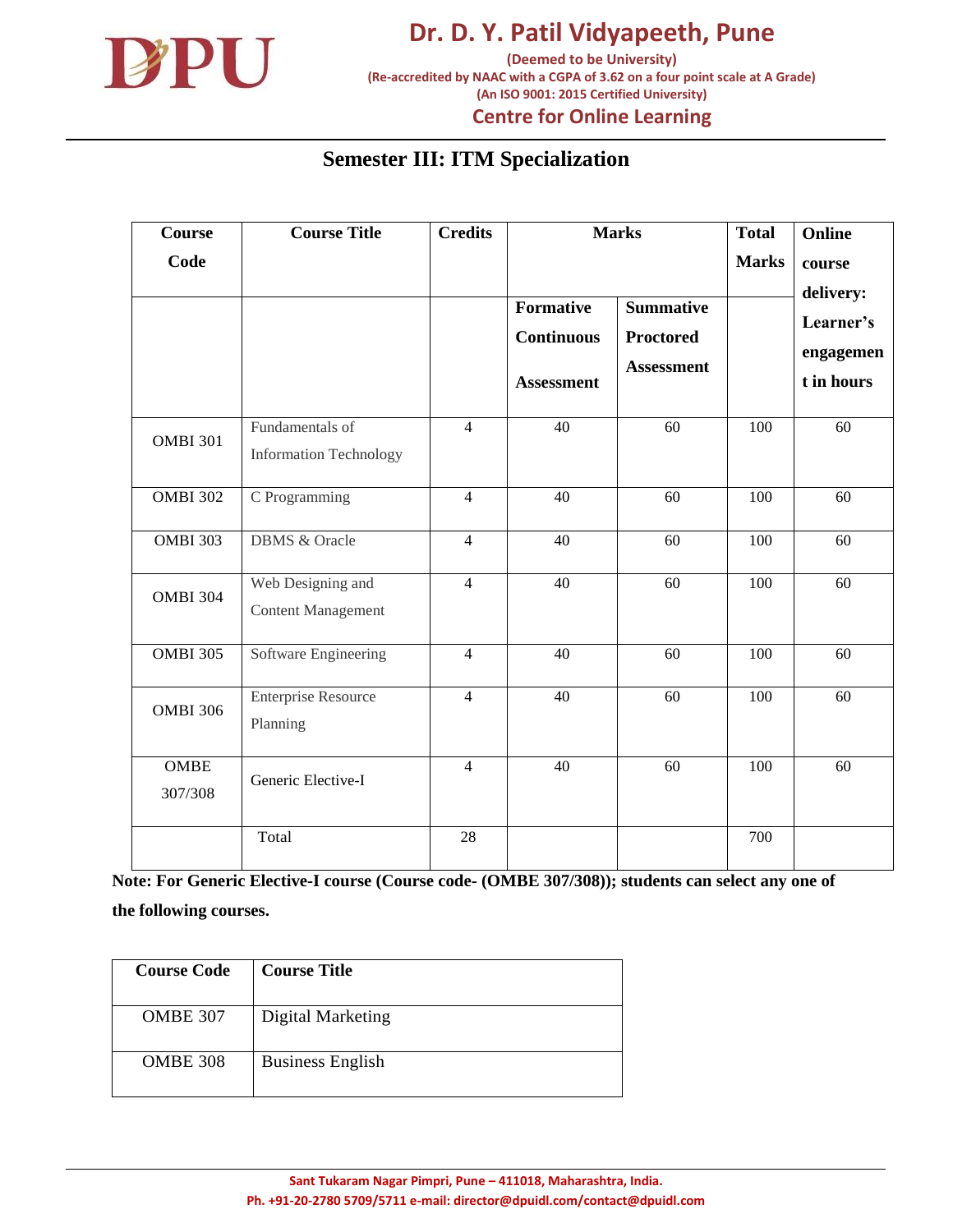## Semester III: ITM Specialization

| Course Code | Course Title | Credits | Marks | | Total Marks | Online course delivery: Learner's engagement in hours |
|---|---|---|---|---|---|---|
| | | | Formative Continuous Assessment | Summative Proctored Assessment | | |
| OMBI 301 | Fundamentals of Information Technology | 4 | 40 | 60 | 100 | 60 |
| OMBI 302 | C Programming | 4 | 40 | 60 | 100 | 60 |
| OMBI 303 | DBMS & Oracle | 4 | 40 | 60 | 100 | 60 |
| OMBI 304 | Web Designing and Content Management | 4 | 40 | 60 | 100 | 60 |
| OMBI 305 | Software Engineering | 4 | 40 | 60 | 100 | 60 |
| OMBI 306 | Enterprise Resource Planning | 4 | 40 | 60 | 100 | 60 |
| OMBE 307/308 | Generic Elective-I | 4 | 40 | 60 | 100 | 60 |
| | Total | 28 | | | 700 | |

**Note: For Generic Elective-I course (Course code- (OMBE 307/308)); students can select any one of the following courses.**

| Course Code | Course Title |
|---|---|
| OMBE 307 | Digital Marketing |
| OMBE 308 | Business English |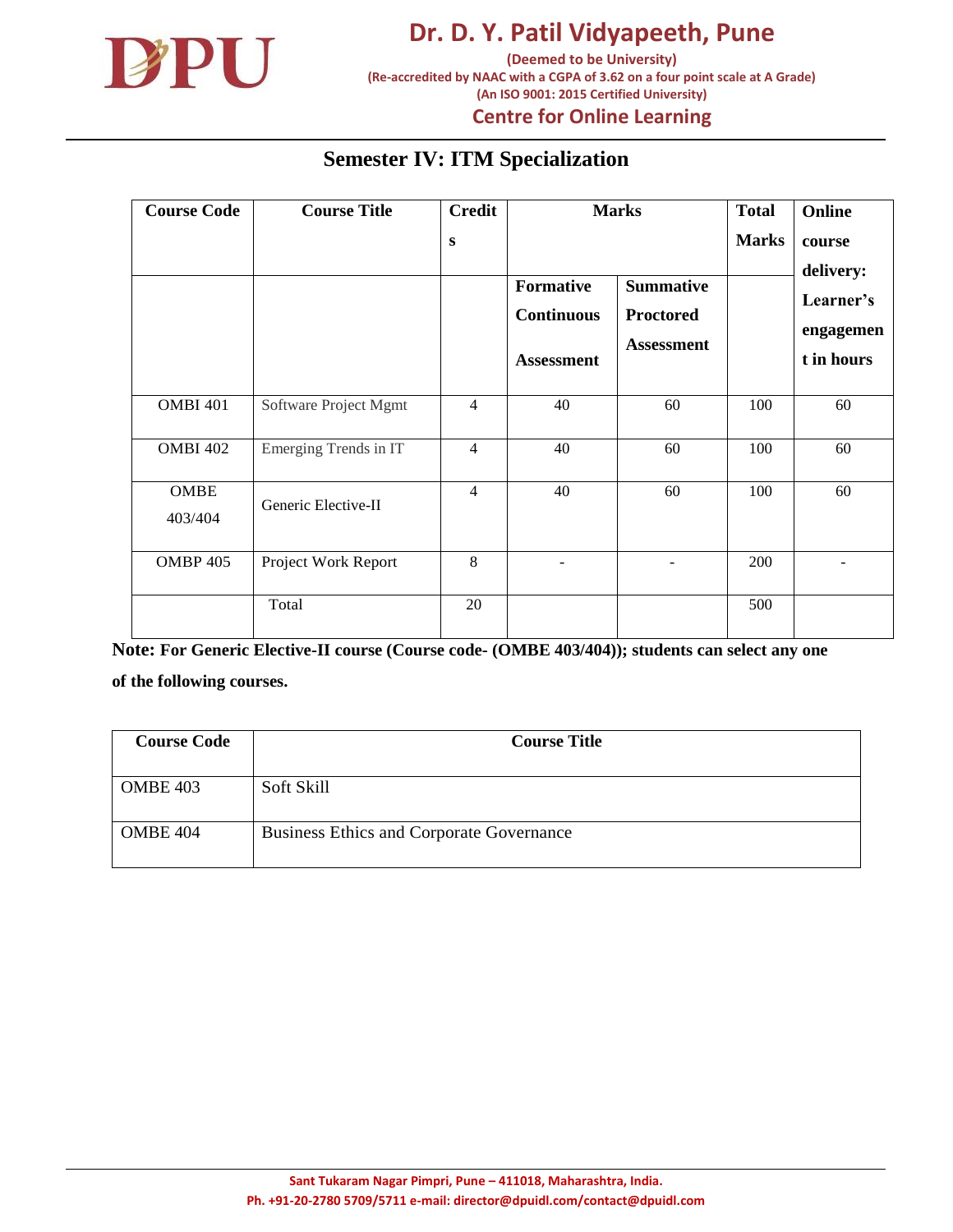## Semester IV: ITM Specialization

| Course Code | Course Title | Credits | Marks | | Total Marks | Online course delivery: Learner's engagement in hours |
|---|---|---|---|---|---|---|
| | | | Formative Continuous Assessment | Summative Proctored Assessment | | |
| OMBI 401 | Software Project Mgmt | 4 | 40 | 60 | 100 | 60 |
| OMBI 402 | Emerging Trends in IT | 4 | 40 | 60 | 100 | 60 |
| OMBE 403/404 | Generic Elective-II | 4 | 40 | 60 | 100 | 60 |
| OMBP 405 | Project Work Report | 8 | - | - | 200 | - |
| | Total | 20 | | | 500 | |

**Note: For Generic Elective-II course (Course code- (OMBE 403/404)); students can select any one of the following courses.**

| Course Code | Course Title |
|---|---|
| OMBE 403 | Soft Skill |
| OMBE 404 | Business Ethics and Corporate Governance |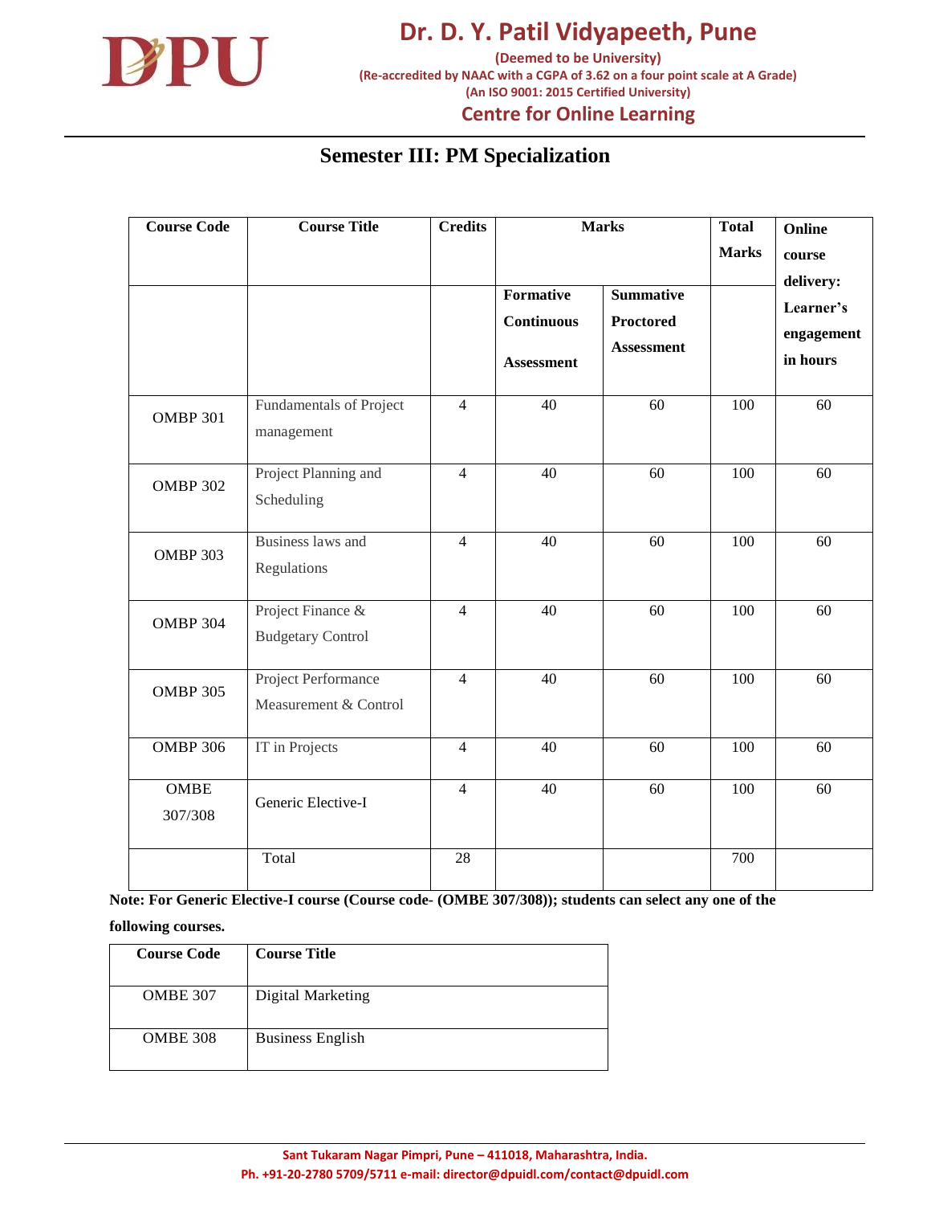# Semester III: PM Specialization

| Course Code | Course Title | Credits | Marks | | Total Marks | Online course delivery: Learner's engagement in hours |
|---|---|---|---|---|---|---|
| | | | Formative Continuous Assessment | Summative Proctored Assessment | | |
| OMBP 301 | Fundamentals of Project management | 4 | 40 | 60 | 100 | 60 |
| OMBP 302 | Project Planning and Scheduling | 4 | 40 | 60 | 100 | 60 |
| OMBP 303 | Business laws and Regulations | 4 | 40 | 60 | 100 | 60 |
| OMBP 304 | Project Finance & Budgetary Control | 4 | 40 | 60 | 100 | 60 |
| OMBP 305 | Project Performance Measurement & Control | 4 | 40 | 60 | 100 | 60 |
| OMBP 306 | IT in Projects | 4 | 40 | 60 | 100 | 60 |
| OMBE 307/308 | Generic Elective-I | 4 | 40 | 60 | 100 | 60 |
| | Total | 28 | | | 700 | |

**Note: For Generic Elective-I course (Course code- (OMBE 307/308)); students can select any one of the following courses.**

| Course Code | Course Title |
|---|---|
| OMBE 307 | Digital Marketing |
| OMBE 308 | Business English |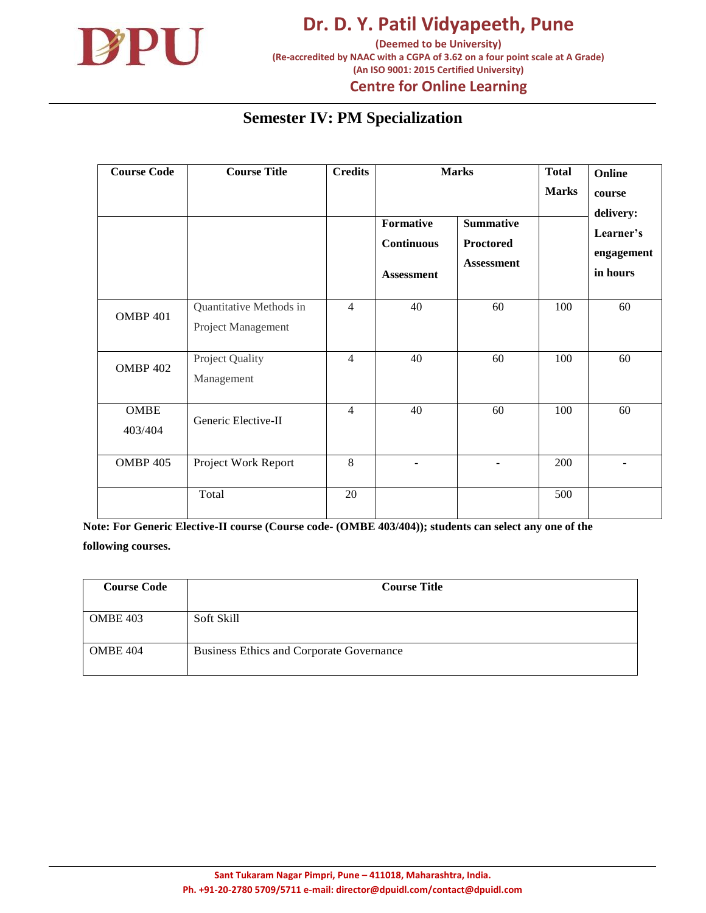# Semester IV: PM Specialization

| Course Code | Course Title | Credits | Marks | | Total Marks | Online course delivery: Learner's engagement in hours |
|---|---|---|---|---|---|---|
| | | | Formative Continuous Assessment | Summative Proctored Assessment | | |
| OMBP 401 | Quantitative Methods in Project Management | 4 | 40 | 60 | 100 | 60 |
| OMBP 402 | Project Quality Management | 4 | 40 | 60 | 100 | 60 |
| OMBE 403/404 | Generic Elective-II | 4 | 40 | 60 | 100 | 60 |
| OMBP 405 | Project Work Report | 8 | - | - | 200 | - |
| | Total | 20 | | | 500 | |

**Note: For Generic Elective-II course (Course code- (OMBE 403/404)); students can select any one of the following courses.**

| Course Code | Course Title |
|---|---|
| OMBE 403 | Soft Skill |
| OMBE 404 | Business Ethics and Corporate Governance |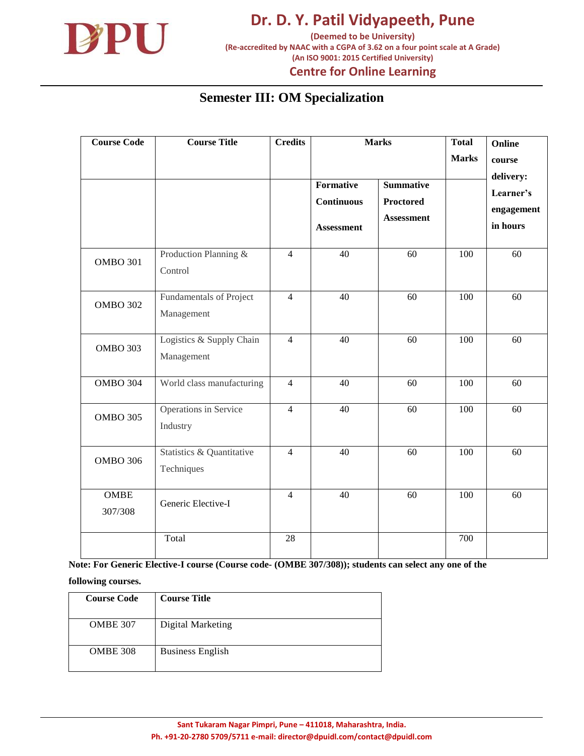# Semester III: OM Specialization

| Course Code | Course Title | Credits | Marks | | Total Marks | Online course delivery: Learner's engagement in hours |
|---|---|---|---|---|---|---|
| | | | Formative Continuous Assessment | Summative Proctored Assessment | | |
| OMBO 301 | Production Planning & Control | 4 | 40 | 60 | 100 | 60 |
| OMBO 302 | Fundamentals of Project Management | 4 | 40 | 60 | 100 | 60 |
| OMBO 303 | Logistics & Supply Chain Management | 4 | 40 | 60 | 100 | 60 |
| OMBO 304 | World class manufacturing | 4 | 40 | 60 | 100 | 60 |
| OMBO 305 | Operations in Service Industry | 4 | 40 | 60 | 100 | 60 |
| OMBO 306 | Statistics & Quantitative Techniques | 4 | 40 | 60 | 100 | 60 |
| OMBE 307/308 | Generic Elective-I | 4 | 40 | 60 | 100 | 60 |
| | Total | 28 | | | 700 | |

**Note: For Generic Elective-I course (Course code- (OMBE 307/308)); students can select any one of the following courses.**

| Course Code | Course Title |
|---|---|
| OMBE 307 | Digital Marketing |
| OMBE 308 | Business English |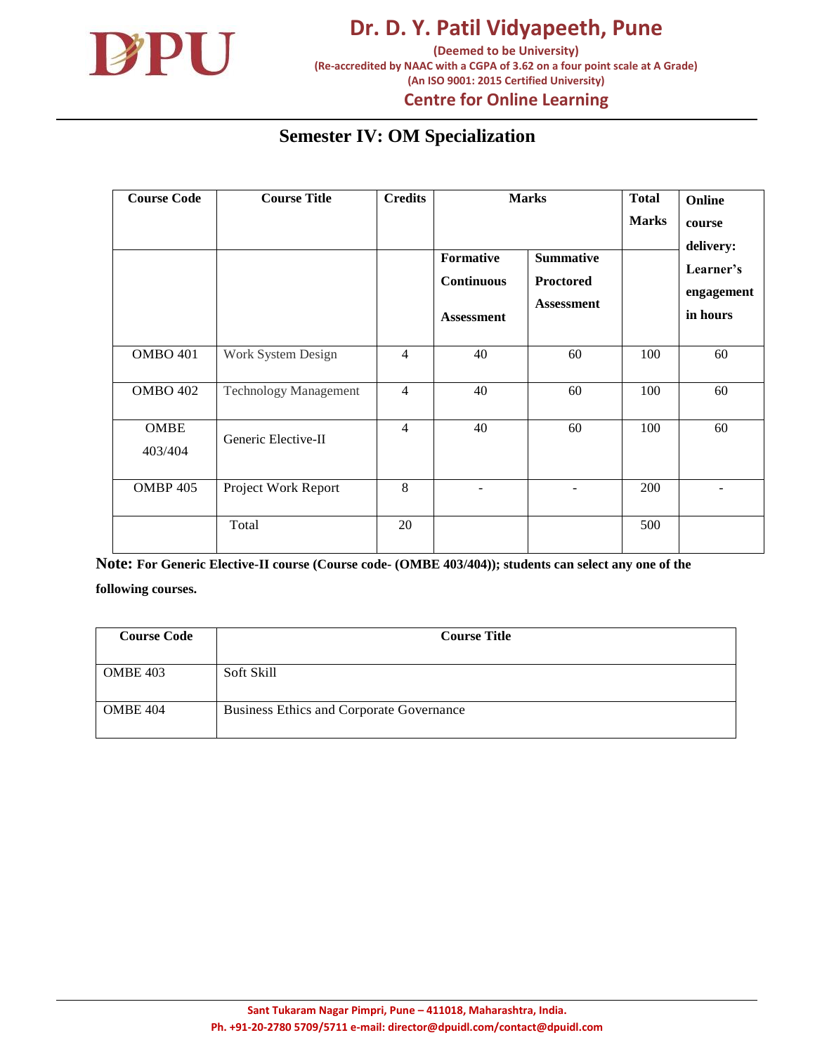# Semester IV: OM Specialization

| Course Code | Course Title | Credits | Marks | | Total Marks | Online course delivery: Learner's engagement in hours |
|---|---|---|---|---|---|---|
| | | | Formative Continuous Assessment | Summative Proctored Assessment | | |
| OMBO 401 | Work System Design | 4 | 40 | 60 | 100 | 60 |
| OMBO 402 | Technology Management | 4 | 40 | 60 | 100 | 60 |
| OMBE 403/404 | Generic Elective-II | 4 | 40 | 60 | 100 | 60 |
| OMBP 405 | Project Work Report | 8 | - | - | 200 | - |
| | Total | 20 | | | 500 | |

**Note: For Generic Elective-II course (Course code- (OMBE 403/404)); students can select any one of the following courses.**

| Course Code | Course Title |
|---|---|
| OMBE 403 | Soft Skill |
| OMBE 404 | Business Ethics and Corporate Governance |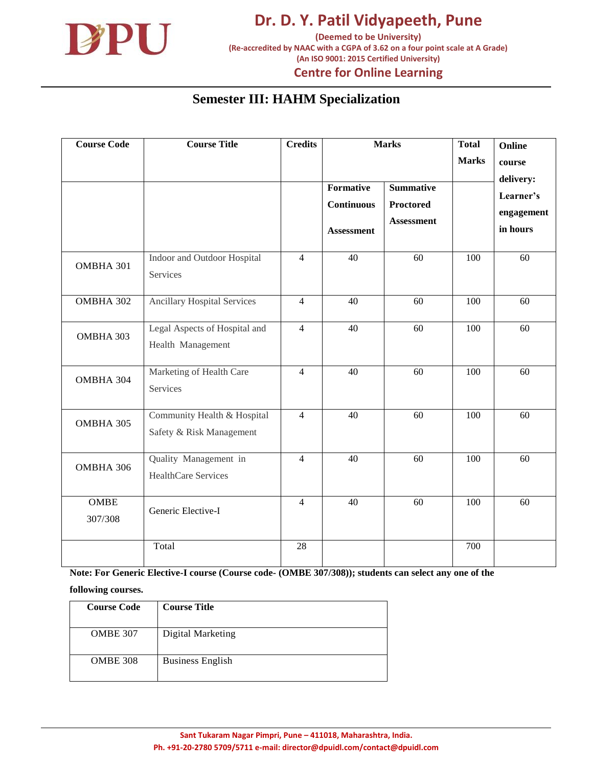## Semester III: HAHM Specialization

| Course Code | Course Title | Credits | Marks | | Total Marks | Online course delivery: Learner's engagement in hours |
|---|---|---|---|---|---|---|
| | | | Formative Continuous Assessment | Summative Proctored Assessment | | |
| OMBHA 301 | Indoor and Outdoor Hospital Services | 4 | 40 | 60 | 100 | 60 |
| OMBHA 302 | Ancillary Hospital Services | 4 | 40 | 60 | 100 | 60 |
| OMBHA 303 | Legal Aspects of Hospital and Health Management | 4 | 40 | 60 | 100 | 60 |
| OMBHA 304 | Marketing of Health Care Services | 4 | 40 | 60 | 100 | 60 |
| OMBHA 305 | Community Health & Hospital Safety & Risk Management | 4 | 40 | 60 | 100 | 60 |
| OMBHA 306 | Quality Management in HealthCare Services | 4 | 40 | 60 | 100 | 60 |
| OMBE 307/308 | Generic Elective-I | 4 | 40 | 60 | 100 | 60 |
| | Total | 28 | | | 700 | |

**Note: For Generic Elective-I course (Course code- (OMBE 307/308)); students can select any one of the following courses.**

| Course Code | Course Title |
|---|---|
| OMBE 307 | Digital Marketing |
| OMBE 308 | Business English |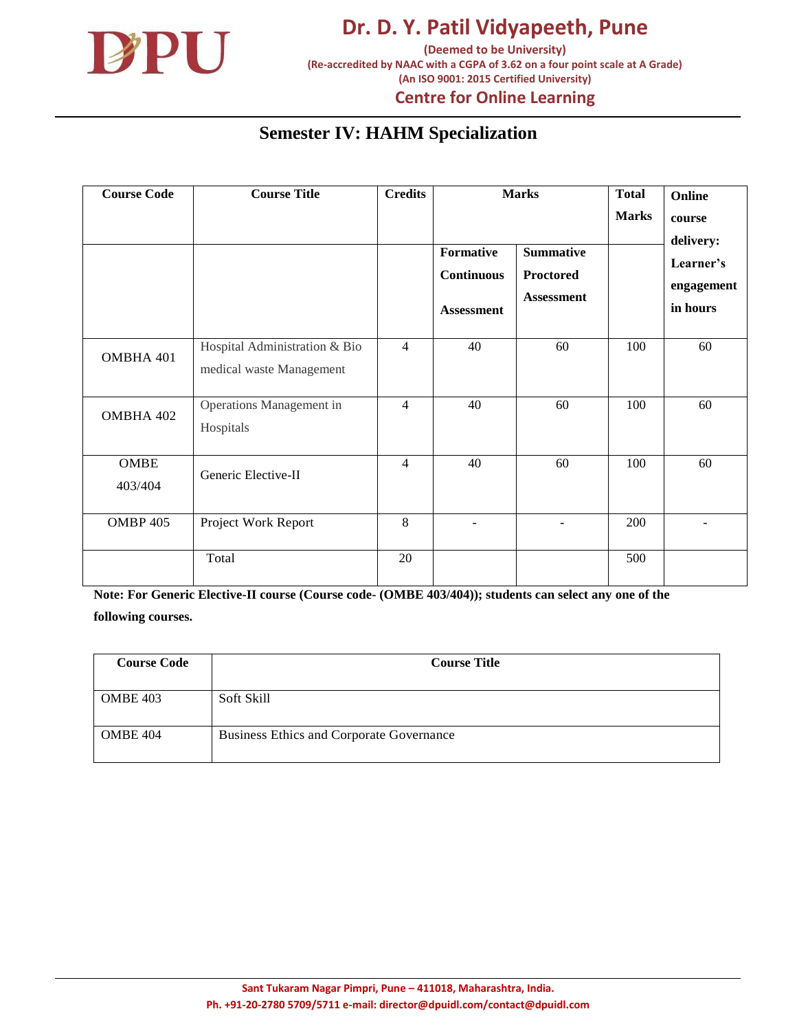# Semester IV: HAHM Specialization

| Course Code | Course Title | Credits | Marks | | Total Marks | Online course delivery: Learner's engagement in hours |
|---|---|---|---|---|---|---|
| | | | Formative Continuous Assessment | Summative Proctored Assessment | | |
| OMBHA 401 | Hospital Administration & Bio medical waste Management | 4 | 40 | 60 | 100 | 60 |
| OMBHA 402 | Operations Management in Hospitals | 4 | 40 | 60 | 100 | 60 |
| OMBE 403/404 | Generic Elective-II | 4 | 40 | 60 | 100 | 60 |
| OMBP 405 | Project Work Report | 8 | - | - | 200 | - |
| | Total | 20 | | | 500 | |

**Note: For Generic Elective-II course (Course code- (OMBE 403/404)); students can select any one of the following courses.**

| Course Code | Course Title |
|---|---|
| OMBE 403 | Soft Skill |
| OMBE 404 | Business Ethics and Corporate Governance |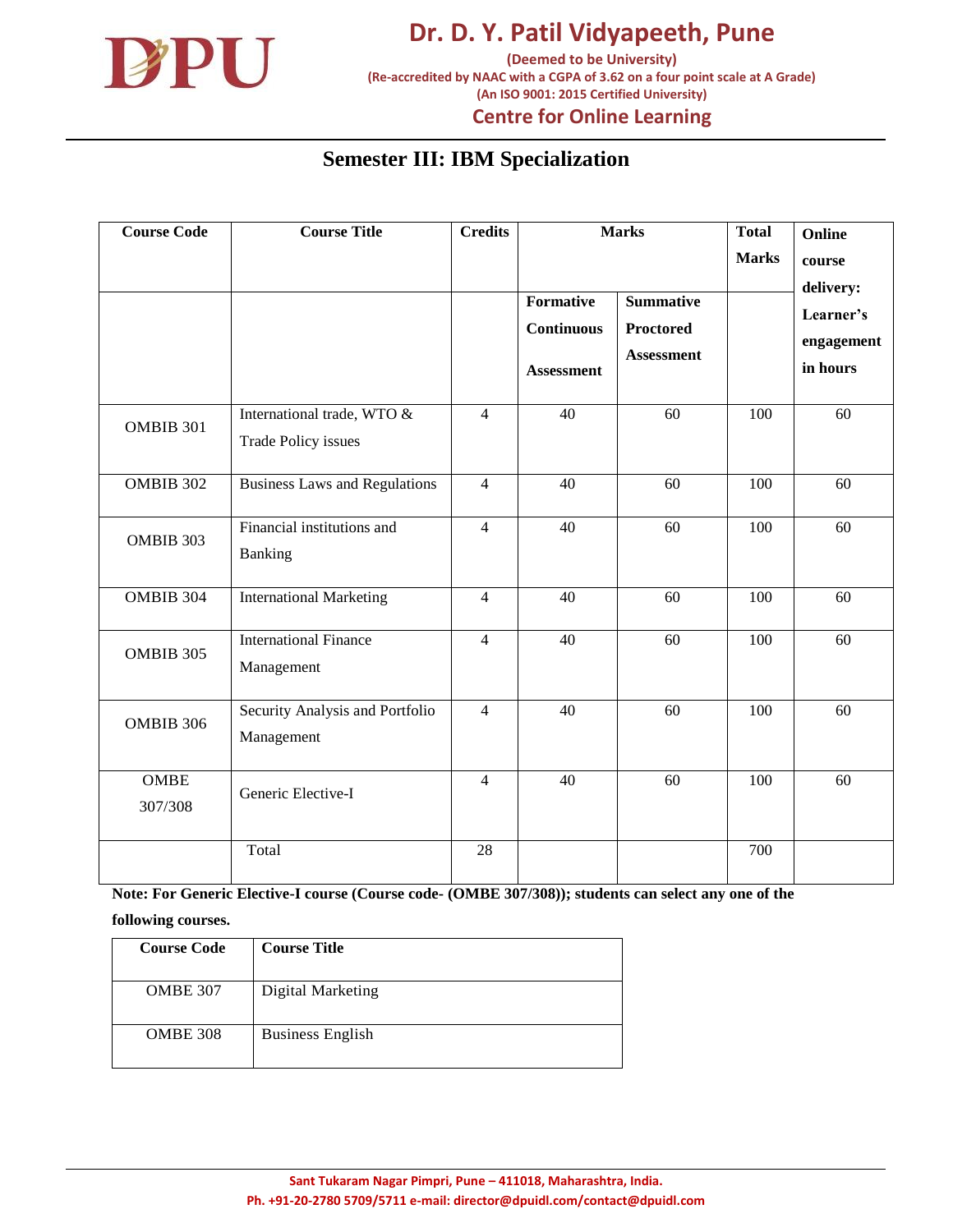# Semester III: IBM Specialization

| Course Code | Course Title | Credits | Marks | | Total Marks | Online course delivery: Learner's engagement in hours |
|---|---|---|---|---|---|---|
| | | | Formative Continuous Assessment | Summative Proctored Assessment | | |
| OMBIB 301 | International trade, WTO & Trade Policy issues | 4 | 40 | 60 | 100 | 60 |
| OMBIB 302 | Business Laws and Regulations | 4 | 40 | 60 | 100 | 60 |
| OMBIB 303 | Financial institutions and Banking | 4 | 40 | 60 | 100 | 60 |
| OMBIB 304 | International Marketing | 4 | 40 | 60 | 100 | 60 |
| OMBIB 305 | International Finance Management | 4 | 40 | 60 | 100 | 60 |
| OMBIB 306 | Security Analysis and Portfolio Management | 4 | 40 | 60 | 100 | 60 |
| OMBE 307/308 | Generic Elective-I | 4 | 40 | 60 | 100 | 60 |
| | Total | 28 | | | 700 | |

**Note: For Generic Elective-I course (Course code- (OMBE 307/308)); students can select any one of the following courses.**

| Course Code | Course Title |
|---|---|
| OMBE 307 | Digital Marketing |
| OMBE 308 | Business English |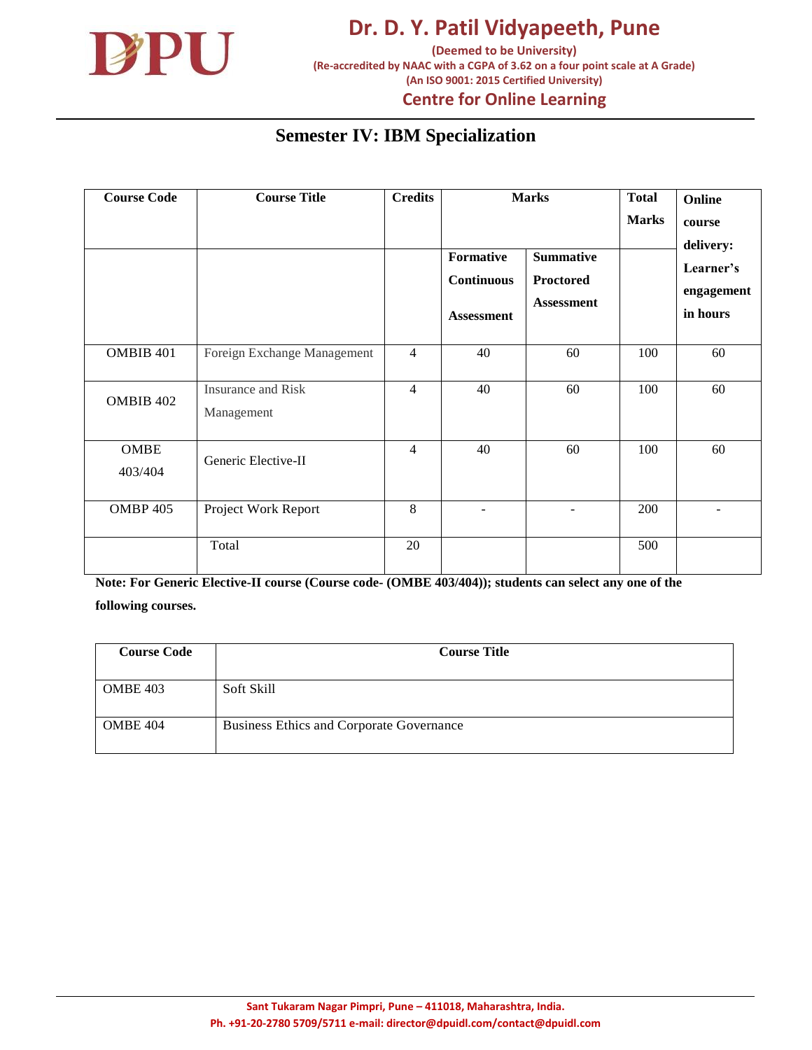# Dr. D. Y. Patil Vidyapeeth, Pune

**(Deemed to be University)**
**(Re-accredited by NAAC with a CGPA of 3.62 on a four point scale at A Grade)**
**(An ISO 9001: 2015 Certified University)**

**Centre for Online Learning**

## Semester IV: IBM Specialization

| Course Code | Course Title | Credits | Marks | | Total Marks | Online course delivery: Learner's engagement in hours |
|---|---|---|---|---|---|---|
| | | | Formative Continuous Assessment | Summative Proctored Assessment | | |
| OMBIB 401 | Foreign Exchange Management | 4 | 40 | 60 | 100 | 60 |
| OMBIB 402 | Insurance and Risk Management | 4 | 40 | 60 | 100 | 60 |
| OMBE 403/404 | Generic Elective-II | 4 | 40 | 60 | 100 | 60 |
| OMBP 405 | Project Work Report | 8 | - | - | 200 | - |
| | Total | 20 | | | 500 | |

**Note: For Generic Elective-II course (Course code- (OMBE 403/404)); students can select any one of the following courses.**

| Course Code | Course Title |
|---|---|
| OMBE 403 | Soft Skill |
| OMBE 404 | Business Ethics and Corporate Governance |